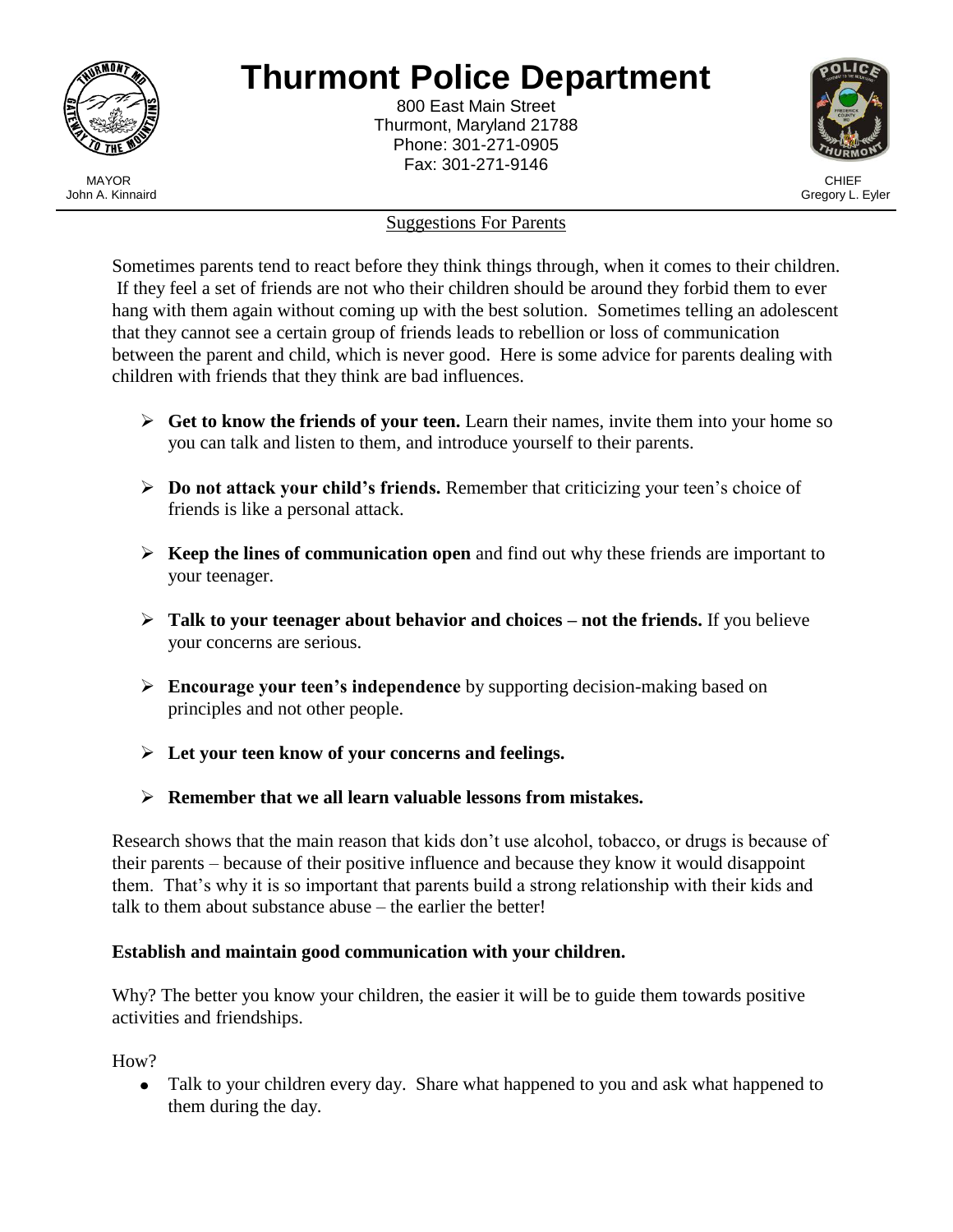# Thurmont Police Department

800 East Main Street
Thurmont, Maryland 21788
Phone: 301-271-0905
Fax: 301-271-9146

MAYOR
John A. Kinnaird

CHIEF
Gregory L. Eyler

## Suggestions For Parents

Sometimes parents tend to react before they think things through, when it comes to their children. If they feel a set of friends are not who their children should be around they forbid them to ever hang with them again without coming up with the best solution. Sometimes telling an adolescent that they cannot see a certain group of friends leads to rebellion or loss of communication between the parent and child, which is never good. Here is some advice for parents dealing with children with friends that they think are bad influences.

- **Get to know the friends of your teen.** Learn their names, invite them into your home so you can talk and listen to them, and introduce yourself to their parents.
- **Do not attack your child's friends.** Remember that criticizing your teen's choice of friends is like a personal attack.
- **Keep the lines of communication open** and find out why these friends are important to your teenager.
- **Talk to your teenager about behavior and choices – not the friends.** If you believe your concerns are serious.
- **Encourage your teen's independence** by supporting decision-making based on principles and not other people.
- **Let your teen know of your concerns and feelings.**
- **Remember that we all learn valuable lessons from mistakes.**

Research shows that the main reason that kids don't use alcohol, tobacco, or drugs is because of their parents – because of their positive influence and because they know it would disappoint them. That's why it is so important that parents build a strong relationship with their kids and talk to them about substance abuse – the earlier the better!

**Establish and maintain good communication with your children.**

Why? The better you know your children, the easier it will be to guide them towards positive activities and friendships.

How?

- Talk to your children every day. Share what happened to you and ask what happened to them during the day.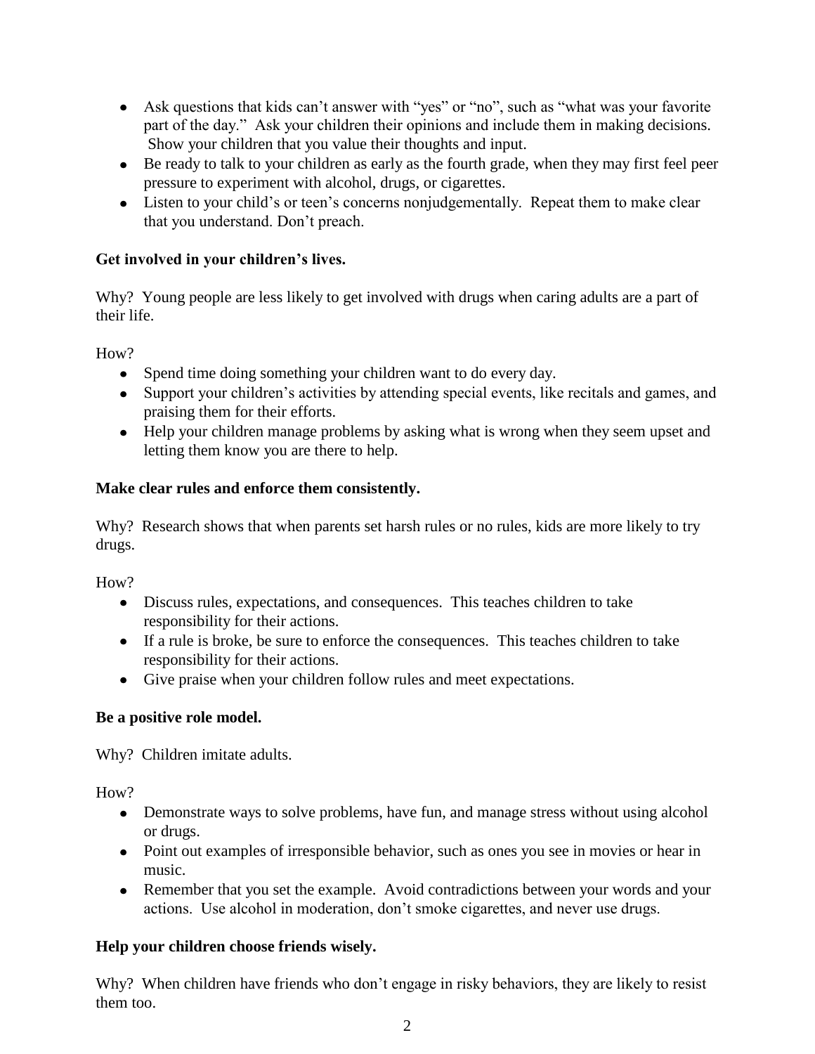- Ask questions that kids can't answer with "yes" or "no", such as "what was your favorite part of the day." Ask your children their opinions and include them in making decisions. Show your children that you value their thoughts and input.
- Be ready to talk to your children as early as the fourth grade, when they may first feel peer pressure to experiment with alcohol, drugs, or cigarettes.
- Listen to your child's or teen's concerns nonjudgementally. Repeat them to make clear that you understand. Don't preach.

**Get involved in your children's lives.**

Why? Young people are less likely to get involved with drugs when caring adults are a part of their life.

How?

- Spend time doing something your children want to do every day.
- Support your children's activities by attending special events, like recitals and games, and praising them for their efforts.
- Help your children manage problems by asking what is wrong when they seem upset and letting them know you are there to help.

**Make clear rules and enforce them consistently.**

Why? Research shows that when parents set harsh rules or no rules, kids are more likely to try drugs.

How?

- Discuss rules, expectations, and consequences. This teaches children to take responsibility for their actions.
- If a rule is broke, be sure to enforce the consequences. This teaches children to take responsibility for their actions.
- Give praise when your children follow rules and meet expectations.

**Be a positive role model.**

Why? Children imitate adults.

How?

- Demonstrate ways to solve problems, have fun, and manage stress without using alcohol or drugs.
- Point out examples of irresponsible behavior, such as ones you see in movies or hear in music.
- Remember that you set the example. Avoid contradictions between your words and your actions. Use alcohol in moderation, don't smoke cigarettes, and never use drugs.

**Help your children choose friends wisely.**

Why? When children have friends who don't engage in risky behaviors, they are likely to resist them too.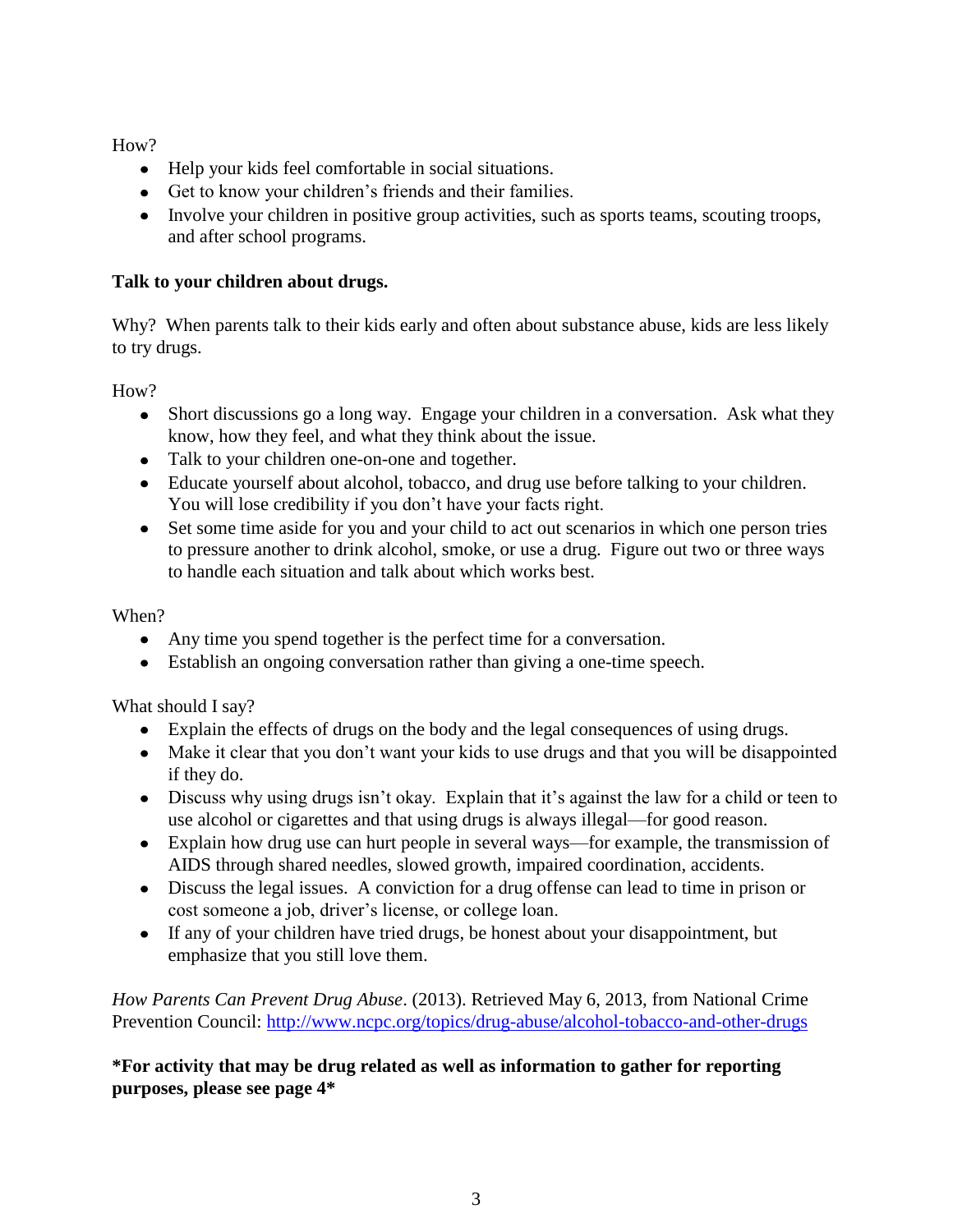How?

- Help your kids feel comfortable in social situations.
- Get to know your children's friends and their families.
- Involve your children in positive group activities, such as sports teams, scouting troops, and after school programs.

**Talk to your children about drugs.**

Why? When parents talk to their kids early and often about substance abuse, kids are less likely to try drugs.

How?

- Short discussions go a long way. Engage your children in a conversation. Ask what they know, how they feel, and what they think about the issue.
- Talk to your children one-on-one and together.
- Educate yourself about alcohol, tobacco, and drug use before talking to your children. You will lose credibility if you don't have your facts right.
- Set some time aside for you and your child to act out scenarios in which one person tries to pressure another to drink alcohol, smoke, or use a drug. Figure out two or three ways to handle each situation and talk about which works best.

When?

- Any time you spend together is the perfect time for a conversation.
- Establish an ongoing conversation rather than giving a one-time speech.

What should I say?

- Explain the effects of drugs on the body and the legal consequences of using drugs.
- Make it clear that you don't want your kids to use drugs and that you will be disappointed if they do.
- Discuss why using drugs isn't okay. Explain that it's against the law for a child or teen to use alcohol or cigarettes and that using drugs is always illegal—for good reason.
- Explain how drug use can hurt people in several ways—for example, the transmission of AIDS through shared needles, slowed growth, impaired coordination, accidents.
- Discuss the legal issues. A conviction for a drug offense can lead to time in prison or cost someone a job, driver's license, or college loan.
- If any of your children have tried drugs, be honest about your disappointment, but emphasize that you still love them.

*How Parents Can Prevent Drug Abuse*. (2013). Retrieved May 6, 2013, from National Crime Prevention Council: http://www.ncpc.org/topics/drug-abuse/alcohol-tobacco-and-other-drugs

**\*For activity that may be drug related as well as information to gather for reporting purposes, please see page 4\***